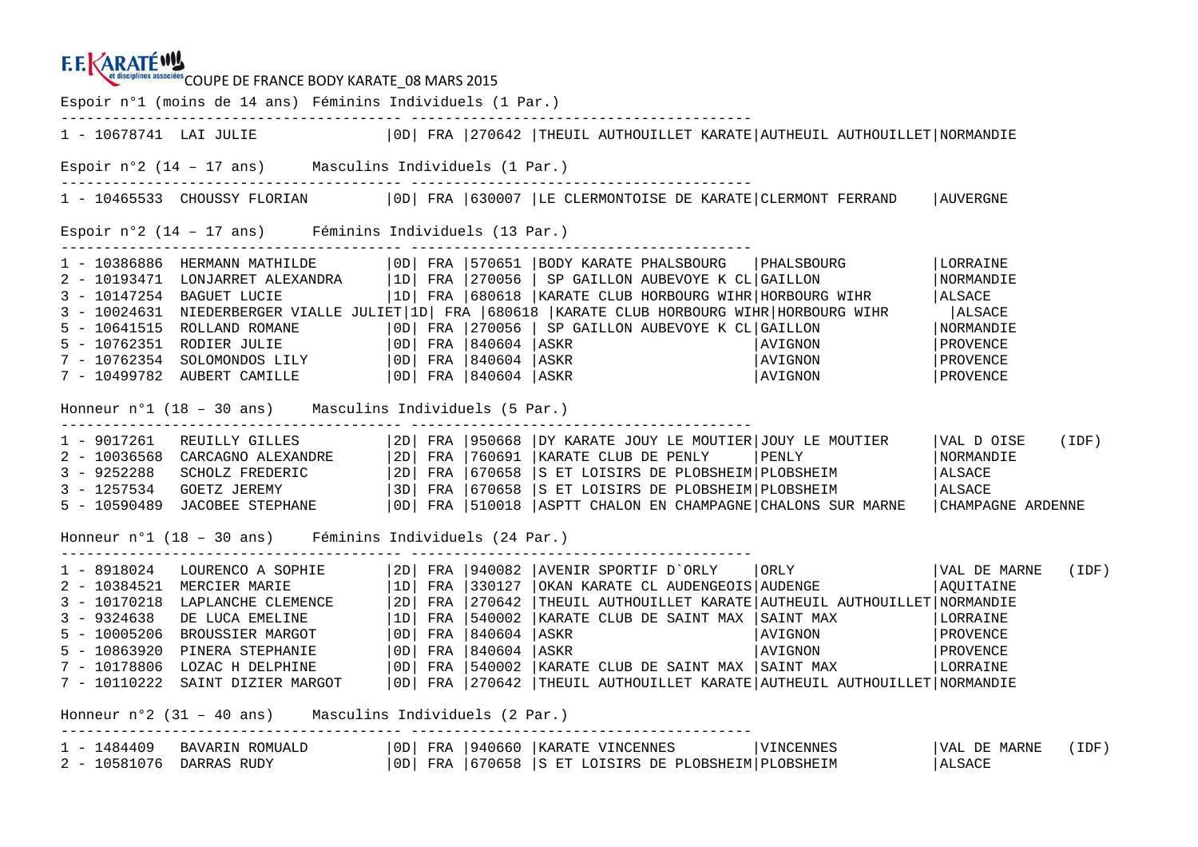F.F. KARATÉ et disciplines associées COUPE DE FRANCE BODY KARATE_08 MARS 2015

Espoir n°1 (moins de 14 ans) Féminins Individuels (1 Par.)

```
--------------------------------------- ---------------------------------------
1 - 10678741  LAI JULIE                |0D| FRA |270642 |THEUIL AUTHOUILLET KARATE|AUTHEUIL AUTHOUILLET|NORMANDIE
```

Espoir n°2 (14 – 17 ans) Masculins Individuels (1 Par.)

```
--------------------------------------- ---------------------------------------
1 - 10465533  CHOUSSY FLORIAN          |0D| FRA |630007 |LE CLERMONTOISE DE KARATE|CLERMONT FERRAND    |AUVERGNE
```

Espoir n°2 (14 – 17 ans) Féminins Individuels (13 Par.)

```
--------------------------------------- ---------------------------------------
1 - 10386886  HERMANN MATHILDE         |0D| FRA |570651 |BODY KARATE PHALSBOURG   |PHALSBOURG          |LORRAINE
2 - 10193471  LONJARRET ALEXANDRA      |1D| FRA |270056 | SP GAILLON AUBEVOYE K CL|GAILLON             |NORMANDIE
3 - 10147254  BAGUET LUCIE             |1D| FRA |680618 |KARATE CLUB HORBOURG WIHR|HORBOURG WIHR       |ALSACE
3 - 10024631  NIEDERBERGER VIALLE JULIET|1D| FRA |680618 |KARATE CLUB HORBOURG WIHR|HORBOURG WIHR       |ALSACE
5 - 10641515  ROLLAND ROMANE           |0D| FRA |270056 | SP GAILLON AUBEVOYE K CL|GAILLON             |NORMANDIE
5 - 10762351  RODIER JULIE             |0D| FRA |840604 |ASKR                     |AVIGNON             |PROVENCE
7 - 10762354  SOLOMONDOS LILY          |0D| FRA |840604 |ASKR                     |AVIGNON             |PROVENCE
7 - 10499782  AUBERT CAMILLE           |0D| FRA |840604 |ASKR                     |AVIGNON             |PROVENCE
```

Honneur n°1 (18 – 30 ans) Masculins Individuels (5 Par.)

```
--------------------------------------- ---------------------------------------
1 - 9017261   REUILLY GILLES           |2D| FRA |950668 |DY KARATE JOUY LE MOUTIER|JOUY LE MOUTIER     |VAL D OISE    (IDF)
2 - 10036568  CARCAGNO ALEXANDRE       |2D| FRA |760691 |KARATE CLUB DE PENLY     |PENLY               |NORMANDIE
3 - 9252288   SCHOLZ FREDERIC          |2D| FRA |670658 |S ET LOISIRS DE PLOBSHEIM|PLOBSHEIM           |ALSACE
3 - 1257534   GOETZ JEREMY             |3D| FRA |670658 |S ET LOISIRS DE PLOBSHEIM|PLOBSHEIM           |ALSACE
5 - 10590489  JACOBEE STEPHANE         |0D| FRA |510018 |ASPTT CHALON EN CHAMPAGNE|CHALONS SUR MARNE   |CHAMPAGNE ARDENNE
```

Honneur n°1 (18 – 30 ans) Féminins Individuels (24 Par.)

```
--------------------------------------- ---------------------------------------
1 - 8918024   LOURENCO A SOPHIE        |2D| FRA |940082 |AVENIR SPORTIF D`ORLY    |ORLY                |VAL DE MARNE   (IDF)
2 - 10384521  MERCIER MARIE            |1D| FRA |330127 |OKAN KARATE CL AUDENGEOIS|AUDENGE             |AQUITAINE
3 - 10170218  LAPLANCHE CLEMENCE       |2D| FRA |270642 |THEUIL AUTHOUILLET KARATE|AUTHEUIL AUTHOUILLET|NORMANDIE
3 - 9324638   DE LUCA EMELINE          |1D| FRA |540002 |KARATE CLUB DE SAINT MAX |SAINT MAX           |LORRAINE
5 - 10005206  BROUSSIER MARGOT         |0D| FRA |840604 |ASKR                     |AVIGNON             |PROVENCE
5 - 10863920  PINERA STEPHANIE         |0D| FRA |840604 |ASKR                     |AVIGNON             |PROVENCE
7 - 10178806  LOZAC H DELPHINE         |0D| FRA |540002 |KARATE CLUB DE SAINT MAX |SAINT MAX           |LORRAINE
7 - 10110222  SAINT DIZIER MARGOT      |0D| FRA |270642 |THEUIL AUTHOUILLET KARATE|AUTHEUIL AUTHOUILLET|NORMANDIE
```

Honneur n°2 (31 – 40 ans) Masculins Individuels (2 Par.)

```
--------------------------------------- ---------------------------------------
1 - 1484409   BAVARIN ROMUALD          |0D| FRA |940660 |KARATE VINCENNES         |VINCENNES           |VAL DE MARNE   (IDF)
2 - 10581076  DARRAS RUDY              |0D| FRA |670658 |S ET LOISIRS DE PLOBSHEIM|PLOBSHEIM           |ALSACE
```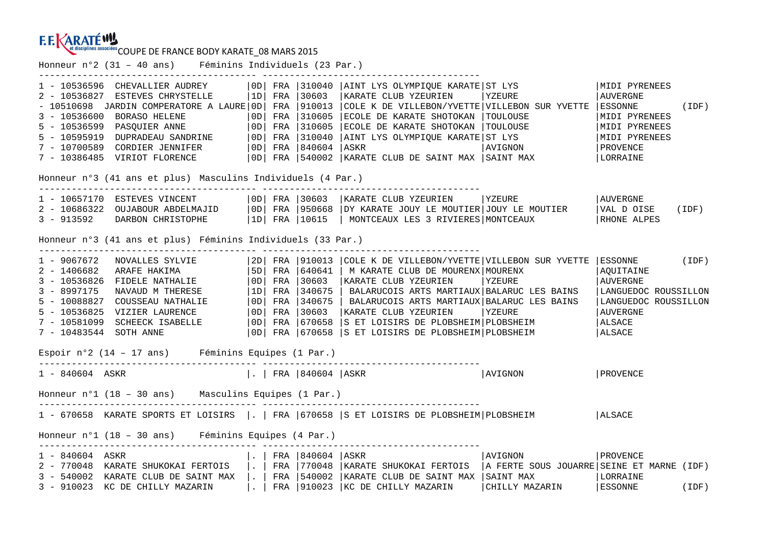F.F. KARATÉ et disciplines associées COUPE DE FRANCE BODY KARATE_08 MARS 2015

### Honneur n°2 (31 – 40 ans) Féminins Individuels (23 Par.)

| Rang | Licence | Nom | Grade | Nat. | Club N° | Club | Ville | Région | |
|---|---|---|---|---|---|---|---|---|---|
| 1 | 10536596 | CHEVALLIER AUDREY | 0D | FRA | 310040 | AINT LYS OLYMPIQUE KARATE | ST LYS | MIDI PYRENEES | |
| 2 | 10536827 | ESTEVES CHRYSTELLE | 1D | FRA | 30603 | KARATE CLUB YZEURIEN | YZEURE | AUVERGNE | |
| - | 10510698 | JARDIN COMPERATORE A LAURE | 0D | FRA | 910013 | COLE K DE VILLEBON/YVETTE | VILLEBON SUR YVETTE | ESSONNE | (IDF) |
| 3 | 10536600 | BORASO HELENE | 0D | FRA | 310605 | ECOLE DE KARATE SHOTOKAN | TOULOUSE | MIDI PYRENEES | |
| 5 | 10536599 | PASQUIER ANNE | 0D | FRA | 310605 | ECOLE DE KARATE SHOTOKAN | TOULOUSE | MIDI PYRENEES | |
| 5 | 10595919 | DUPRADEAU SANDRINE | 0D | FRA | 310040 | AINT LYS OLYMPIQUE KARATE | ST LYS | MIDI PYRENEES | |
| 7 | 10700589 | CORDIER JENNIFER | 0D | FRA | 840604 | ASKR | AVIGNON | PROVENCE | |
| 7 | 10386485 | VIRIOT FLORENCE | 0D | FRA | 540002 | KARATE CLUB DE SAINT MAX | SAINT MAX | LORRAINE | |

### Honneur n°3 (41 ans et plus) Masculins Individuels (4 Par.)

| Rang | Licence | Nom | Grade | Nat. | Club N° | Club | Ville | Région | |
|---|---|---|---|---|---|---|---|---|---|
| 1 | 10657170 | ESTEVES VINCENT | 0D | FRA | 30603 | KARATE CLUB YZEURIEN | YZEURE | AUVERGNE | |
| 2 | 10686322 | OUJABOUR ABDELMAJID | 0D | FRA | 950668 | DY KARATE JOUY LE MOUTIER | JOUY LE MOUTIER | VAL D OISE | (IDF) |
| 3 | 913592 | DARBON CHRISTOPHE | 1D | FRA | 10615 | MONTCEAUX LES 3 RIVIERES | MONTCEAUX | RHONE ALPES | |

### Honneur n°3 (41 ans et plus) Féminins Individuels (33 Par.)

| Rang | Licence | Nom | Grade | Nat. | Club N° | Club | Ville | Région | |
|---|---|---|---|---|---|---|---|---|---|
| 1 | 9067672 | NOVALLES SYLVIE | 2D | FRA | 910013 | COLE K DE VILLEBON/YVETTE | VILLEBON SUR YVETTE | ESSONNE | (IDF) |
| 2 | 1406682 | ARAFE HAKIMA | 5D | FRA | 640641 | M KARATE CLUB DE MOURENX | MOURENX | AQUITAINE | |
| 3 | 10536826 | FIDELE NATHALIE | 0D | FRA | 30603 | KARATE CLUB YZEURIEN | YZEURE | AUVERGNE | |
| 3 | 8997175 | NAVAUD M THERESE | 1D | FRA | 340675 | BALARUCOIS ARTS MARTIAUX | BALARUC LES BAINS | LANGUEDOC ROUSSILLON | |
| 5 | 10088827 | COUSSEAU NATHALIE | 0D | FRA | 340675 | BALARUCOIS ARTS MARTIAUX | BALARUC LES BAINS | LANGUEDOC ROUSSILLON | |
| 5 | 10536825 | VIZIER LAURENCE | 0D | FRA | 30603 | KARATE CLUB YZEURIEN | YZEURE | AUVERGNE | |
| 7 | 10581099 | SCHEECK ISABELLE | 0D | FRA | 670658 | S ET LOISIRS DE PLOBSHEIM | PLOBSHEIM | ALSACE | |
| 7 | 10483544 | SOTH ANNE | 0D | FRA | 670658 | S ET LOISIRS DE PLOBSHEIM | PLOBSHEIM | ALSACE | |

### Espoir n°2 (14 – 17 ans) Féminins Equipes (1 Par.)

| Rang | N° | Équipe | Grade | Nat. | Club N° | Club | Ville | Région | |
|---|---|---|---|---|---|---|---|---|---|
| 1 | 840604 | ASKR | . | FRA | 840604 | ASKR | AVIGNON | PROVENCE | |

### Honneur n°1 (18 – 30 ans) Masculins Equipes (1 Par.)

| Rang | N° | Équipe | Grade | Nat. | Club N° | Club | Ville | Région | |
|---|---|---|---|---|---|---|---|---|---|
| 1 | 670658 | KARATE SPORTS ET LOISIRS | . | FRA | 670658 | S ET LOISIRS DE PLOBSHEIM | PLOBSHEIM | ALSACE | |

### Honneur n°1 (18 – 30 ans) Féminins Equipes (4 Par.)

| Rang | N° | Équipe | Grade | Nat. | Club N° | Club | Ville | Région | |
|---|---|---|---|---|---|---|---|---|---|
| 1 | 840604 | ASKR | . | FRA | 840604 | ASKR | AVIGNON | PROVENCE | |
| 2 | 770048 | KARATE SHUKOKAI FERTOIS | . | FRA | 770048 | KARATE SHUKOKAI FERTOIS | A FERTE SOUS JOUARRE | SEINE ET MARNE | (IDF) |
| 3 | 540002 | KARATE CLUB DE SAINT MAX | . | FRA | 540002 | KARATE CLUB DE SAINT MAX | SAINT MAX | LORRAINE | |
| 3 | 910023 | KC DE CHILLY MAZARIN | . | FRA | 910023 | KC DE CHILLY MAZARIN | CHILLY MAZARIN | ESSONNE | (IDF) |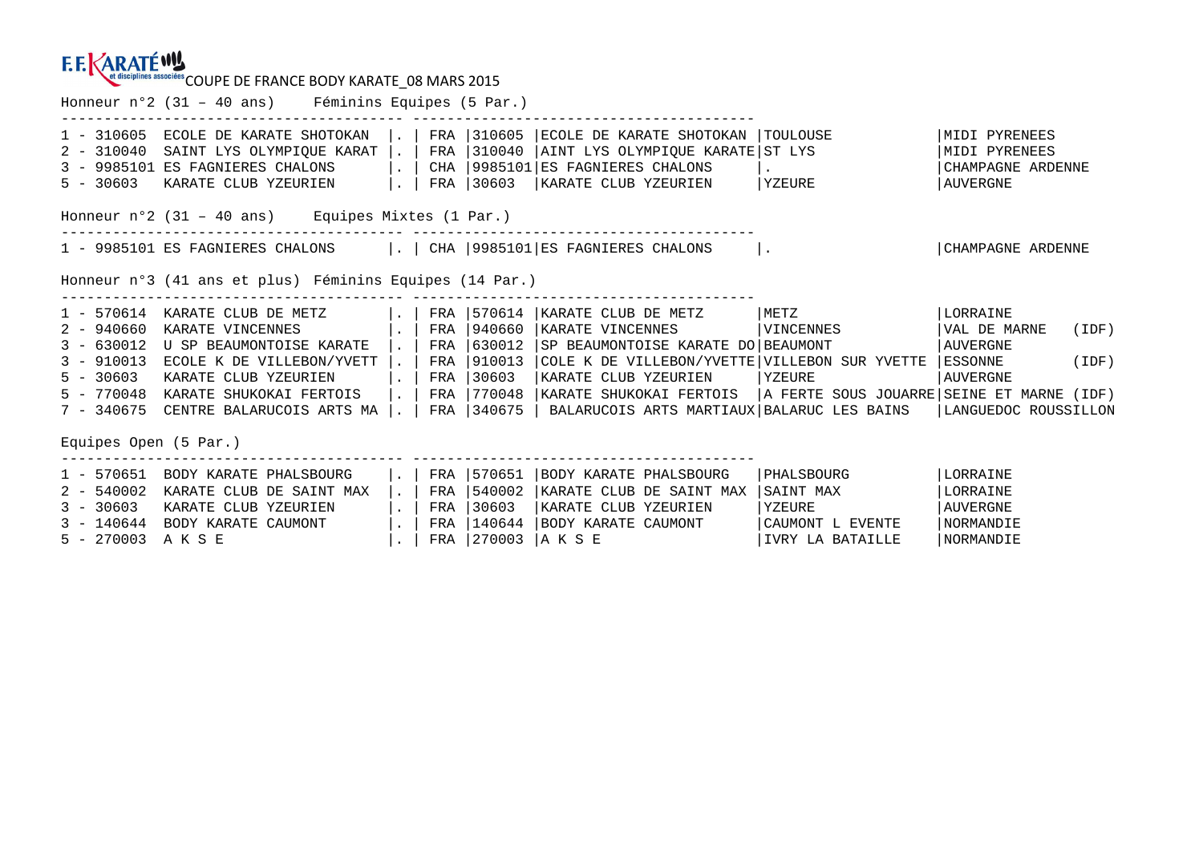F.F. KARATÉ et disciplines associées COUPE DE FRANCE BODY KARATE_08 MARS 2015

Honneur n°2 (31 – 40 ans)    Féminins Equipes (5 Par.)

| | | | | | | | |
|---|---|---|---|---|---|---|---|
| 1 - 310605 | ECOLE DE KARATE SHOTOKAN | . | FRA | 310605 | ECOLE DE KARATE SHOTOKAN | TOULOUSE | MIDI PYRENEES |
| 2 - 310040 | SAINT LYS OLYMPIQUE KARAT | . | FRA | 310040 | AINT LYS OLYMPIQUE KARATE | ST LYS | MIDI PYRENEES |
| 3 - 9985101 | ES FAGNIERES CHALONS | . | CHA | 9985101 | ES FAGNIERES CHALONS | . | CHAMPAGNE ARDENNE |
| 5 - 30603 | KARATE CLUB YZEURIEN | . | FRA | 30603 | KARATE CLUB YZEURIEN | YZEURE | AUVERGNE |

Honneur n°2 (31 – 40 ans)    Equipes Mixtes (1 Par.)

| | | | | | | | |
|---|---|---|---|---|---|---|---|
| 1 - 9985101 | ES FAGNIERES CHALONS | . | CHA | 9985101 | ES FAGNIERES CHALONS | . | CHAMPAGNE ARDENNE |

Honneur n°3 (41 ans et plus) Féminins Equipes (14 Par.)

| | | | | | | | |
|---|---|---|---|---|---|---|---|
| 1 - 570614 | KARATE CLUB DE METZ | . | FRA | 570614 | KARATE CLUB DE METZ | METZ | LORRAINE |
| 2 - 940660 | KARATE VINCENNES | . | FRA | 940660 | KARATE VINCENNES | VINCENNES | VAL DE MARNE (IDF) |
| 3 - 630012 | U SP BEAUMONTOISE KARATE | . | FRA | 630012 | SP BEAUMONTOISE KARATE DO | BEAUMONT | AUVERGNE |
| 3 - 910013 | ECOLE K DE VILLEBON/YVETT | . | FRA | 910013 | COLE K DE VILLEBON/YVETTE | VILLEBON SUR YVETTE | ESSONNE (IDF) |
| 5 - 30603 | KARATE CLUB YZEURIEN | . | FRA | 30603 | KARATE CLUB YZEURIEN | YZEURE | AUVERGNE |
| 5 - 770048 | KARATE SHUKOKAI FERTOIS | . | FRA | 770048 | KARATE SHUKOKAI FERTOIS | A FERTE SOUS JOUARRE | SEINE ET MARNE (IDF) |
| 7 - 340675 | CENTRE BALARUCOIS ARTS MA | . | FRA | 340675 | BALARUCOIS ARTS MARTIAUX | BALARUC LES BAINS | LANGUEDOC ROUSSILLON |

Equipes Open (5 Par.)

| | | | | | | | |
|---|---|---|---|---|---|---|---|
| 1 - 570651 | BODY KARATE PHALSBOURG | . | FRA | 570651 | BODY KARATE PHALSBOURG | PHALSBOURG | LORRAINE |
| 2 - 540002 | KARATE CLUB DE SAINT MAX | . | FRA | 540002 | KARATE CLUB DE SAINT MAX | SAINT MAX | LORRAINE |
| 3 - 30603 | KARATE CLUB YZEURIEN | . | FRA | 30603 | KARATE CLUB YZEURIEN | YZEURE | AUVERGNE |
| 3 - 140644 | BODY KARATE CAUMONT | . | FRA | 140644 | BODY KARATE CAUMONT | CAUMONT L EVENTE | NORMANDIE |
| 5 - 270003 | A K S E | . | FRA | 270003 | A K S E | IVRY LA BATAILLE | NORMANDIE |